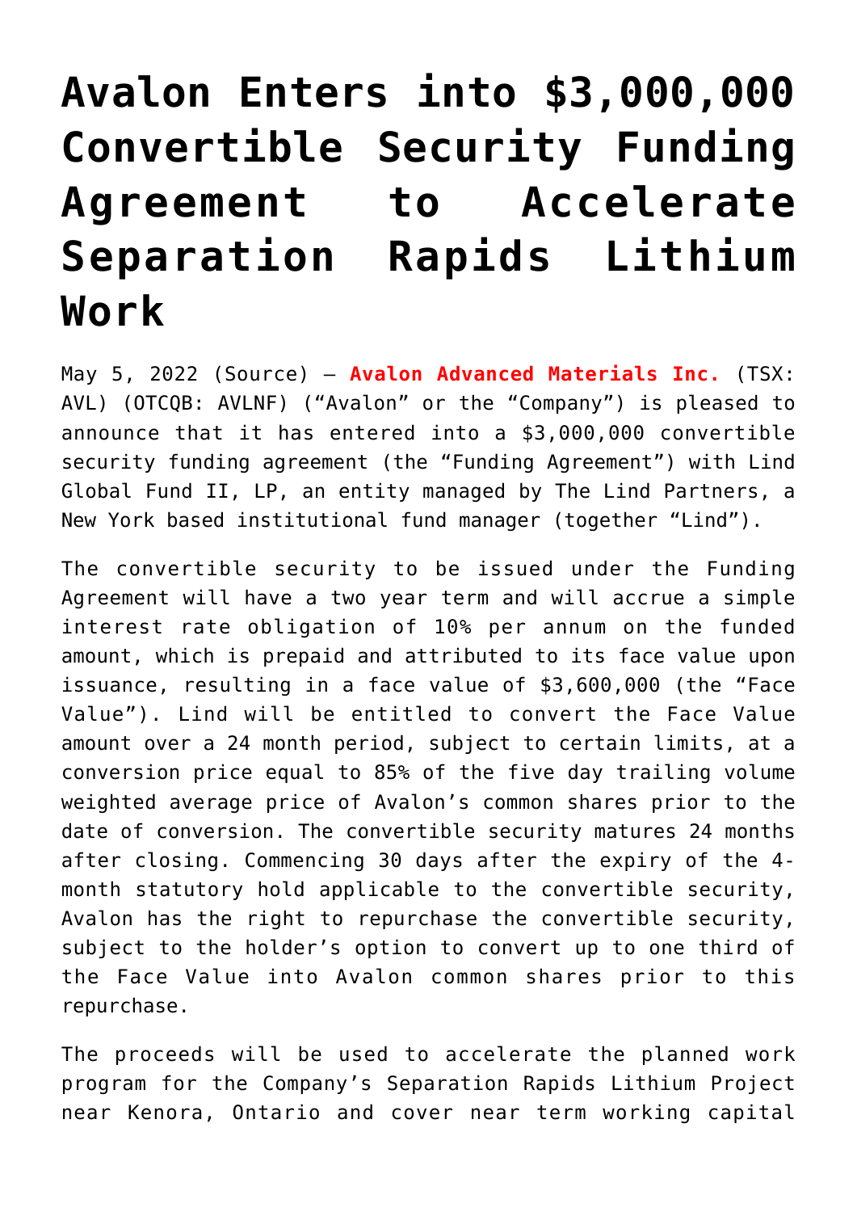# Avalon Enters into $3,000,000 Convertible Security Funding Agreement to Accelerate Separation Rapids Lithium Work

May 5, 2022 (Source) – **Avalon Advanced Materials Inc.** (TSX: AVL) (OTCQB: AVLNF) ("Avalon" or the "Company") is pleased to announce that it has entered into a $3,000,000 convertible security funding agreement (the "Funding Agreement") with Lind Global Fund II, LP, an entity managed by The Lind Partners, a New York based institutional fund manager (together "Lind").

The convertible security to be issued under the Funding Agreement will have a two year term and will accrue a simple interest rate obligation of 10% per annum on the funded amount, which is prepaid and attributed to its face value upon issuance, resulting in a face value of $3,600,000 (the "Face Value"). Lind will be entitled to convert the Face Value amount over a 24 month period, subject to certain limits, at a conversion price equal to 85% of the five day trailing volume weighted average price of Avalon's common shares prior to the date of conversion. The convertible security matures 24 months after closing. Commencing 30 days after the expiry of the 4-month statutory hold applicable to the convertible security, Avalon has the right to repurchase the convertible security, subject to the holder's option to convert up to one third of the Face Value into Avalon common shares prior to this repurchase.

The proceeds will be used to accelerate the planned work program for the Company's Separation Rapids Lithium Project near Kenora, Ontario and cover near term working capital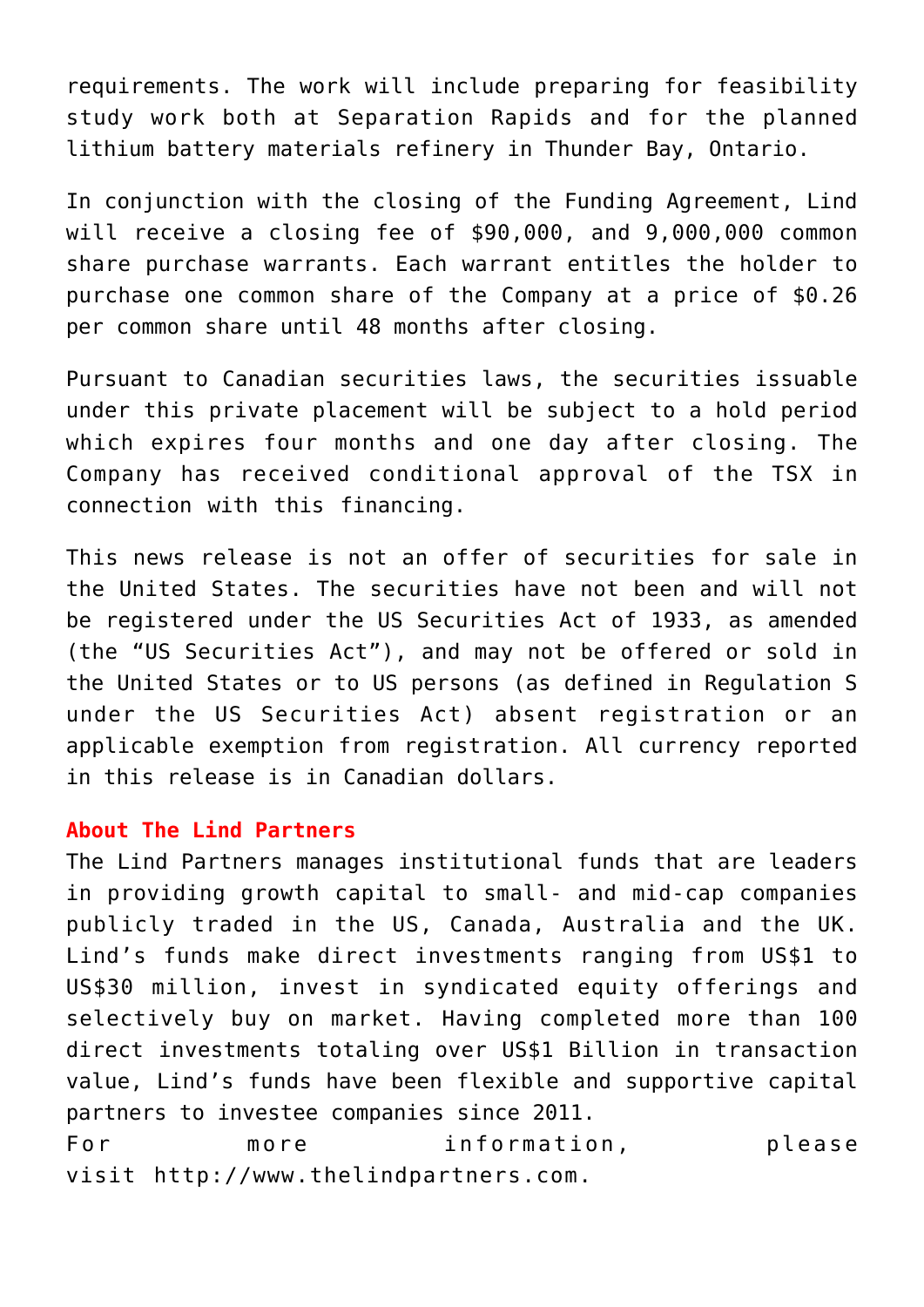requirements. The work will include preparing for feasibility study work both at Separation Rapids and for the planned lithium battery materials refinery in Thunder Bay, Ontario.

In conjunction with the closing of the Funding Agreement, Lind will receive a closing fee of $90,000, and 9,000,000 common share purchase warrants. Each warrant entitles the holder to purchase one common share of the Company at a price of $0.26 per common share until 48 months after closing.

Pursuant to Canadian securities laws, the securities issuable under this private placement will be subject to a hold period which expires four months and one day after closing. The Company has received conditional approval of the TSX in connection with this financing.

This news release is not an offer of securities for sale in the United States. The securities have not been and will not be registered under the US Securities Act of 1933, as amended (the "US Securities Act"), and may not be offered or sold in the United States or to US persons (as defined in Regulation S under the US Securities Act) absent registration or an applicable exemption from registration. All currency reported in this release is in Canadian dollars.

**About The Lind Partners**

The Lind Partners manages institutional funds that are leaders in providing growth capital to small- and mid-cap companies publicly traded in the US, Canada, Australia and the UK. Lind's funds make direct investments ranging from US$1 to US$30 million, invest in syndicated equity offerings and selectively buy on market. Having completed more than 100 direct investments totaling over US$1 Billion in transaction value, Lind's funds have been flexible and supportive capital partners to investee companies since 2011.

For more information, please visit http://www.thelindpartners.com.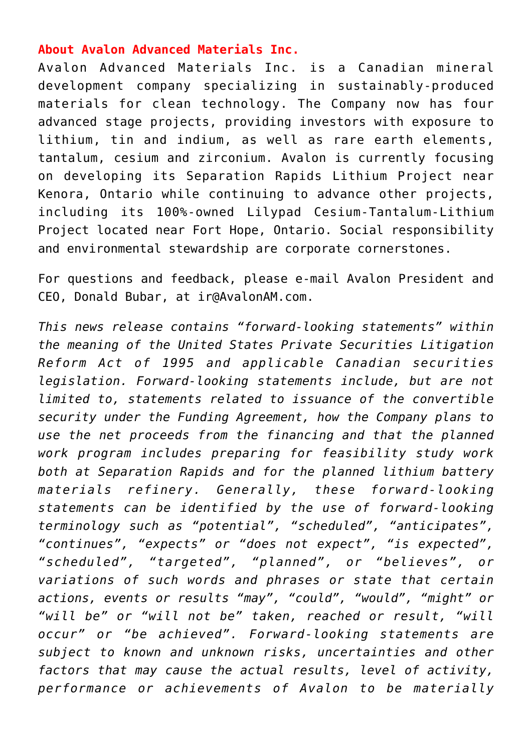**About Avalon Advanced Materials Inc.**

Avalon Advanced Materials Inc. is a Canadian mineral development company specializing in sustainably-produced materials for clean technology. The Company now has four advanced stage projects, providing investors with exposure to lithium, tin and indium, as well as rare earth elements, tantalum, cesium and zirconium. Avalon is currently focusing on developing its Separation Rapids Lithium Project near Kenora, Ontario while continuing to advance other projects, including its 100%-owned Lilypad Cesium-Tantalum-Lithium Project located near Fort Hope, Ontario. Social responsibility and environmental stewardship are corporate cornerstones.

For questions and feedback, please e-mail Avalon President and CEO, Donald Bubar, at ir@AvalonAM.com.

*This news release contains "forward-looking statements" within the meaning of the United States Private Securities Litigation Reform Act of 1995 and applicable Canadian securities legislation. Forward-looking statements include, but are not limited to, statements related to issuance of the convertible security under the Funding Agreement, how the Company plans to use the net proceeds from the financing and that the planned work program includes preparing for feasibility study work both at Separation Rapids and for the planned lithium battery materials refinery. Generally, these forward-looking statements can be identified by the use of forward-looking terminology such as "potential", "scheduled", "anticipates", "continues", "expects" or "does not expect", "is expected", "scheduled", "targeted", "planned", or "believes", or variations of such words and phrases or state that certain actions, events or results "may", "could", "would", "might" or "will be" or "will not be" taken, reached or result, "will occur" or "be achieved". Forward-looking statements are subject to known and unknown risks, uncertainties and other factors that may cause the actual results, level of activity, performance or achievements of Avalon to be materially*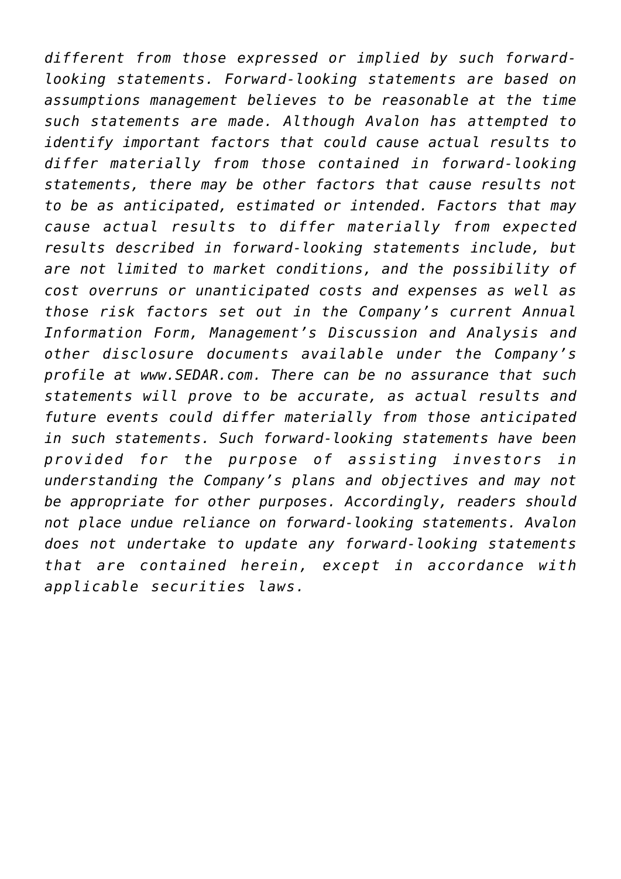*different from those expressed or implied by such forward-looking statements. Forward-looking statements are based on assumptions management believes to be reasonable at the time such statements are made. Although Avalon has attempted to identify important factors that could cause actual results to differ materially from those contained in forward-looking statements, there may be other factors that cause results not to be as anticipated, estimated or intended. Factors that may cause actual results to differ materially from expected results described in forward-looking statements include, but are not limited to market conditions, and the possibility of cost overruns or unanticipated costs and expenses as well as those risk factors set out in the Company's current Annual Information Form, Management's Discussion and Analysis and other disclosure documents available under the Company's profile at www.SEDAR.com. There can be no assurance that such statements will prove to be accurate, as actual results and future events could differ materially from those anticipated in such statements. Such forward-looking statements have been provided for the purpose of assisting investors in understanding the Company's plans and objectives and may not be appropriate for other purposes. Accordingly, readers should not place undue reliance on forward-looking statements. Avalon does not undertake to update any forward-looking statements that are contained herein, except in accordance with applicable securities laws.*